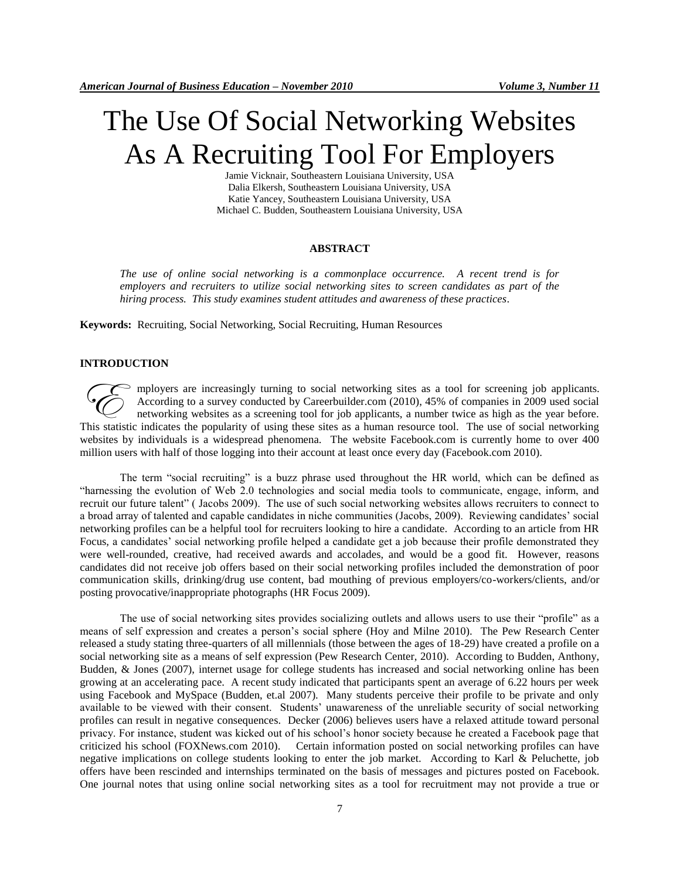# The Use Of Social Networking Websites As A Recruiting Tool For Employers

Jamie Vicknair, Southeastern Louisiana University, USA
Dalia Elkersh, Southeastern Louisiana University, USA
Katie Yancey, Southeastern Louisiana University, USA
Michael C. Budden, Southeastern Louisiana University, USA

## ABSTRACT

*The use of online social networking is a commonplace occurrence. A recent trend is for employers and recruiters to utilize social networking sites to screen candidates as part of the hiring process. This study examines student attitudes and awareness of these practices.*

**Keywords:** Recruiting, Social Networking, Social Recruiting, Human Resources

## INTRODUCTION

Employers are increasingly turning to social networking sites as a tool for screening job applicants. According to a survey conducted by Careerbuilder.com (2010), 45% of companies in 2009 used social networking websites as a screening tool for job applicants, a number twice as high as the year before. This statistic indicates the popularity of using these sites as a human resource tool. The use of social networking websites by individuals is a widespread phenomena. The website Facebook.com is currently home to over 400 million users with half of those logging into their account at least once every day (Facebook.com 2010).

The term "social recruiting" is a buzz phrase used throughout the HR world, which can be defined as "harnessing the evolution of Web 2.0 technologies and social media tools to communicate, engage, inform, and recruit our future talent" ( Jacobs 2009). The use of such social networking websites allows recruiters to connect to a broad array of talented and capable candidates in niche communities (Jacobs, 2009). Reviewing candidates' social networking profiles can be a helpful tool for recruiters looking to hire a candidate. According to an article from HR Focus, a candidates' social networking profile helped a candidate get a job because their profile demonstrated they were well-rounded, creative, had received awards and accolades, and would be a good fit. However, reasons candidates did not receive job offers based on their social networking profiles included the demonstration of poor communication skills, drinking/drug use content, bad mouthing of previous employers/co-workers/clients, and/or posting provocative/inappropriate photographs (HR Focus 2009).

The use of social networking sites provides socializing outlets and allows users to use their "profile" as a means of self expression and creates a person's social sphere (Hoy and Milne 2010). The Pew Research Center released a study stating three-quarters of all millennials (those between the ages of 18-29) have created a profile on a social networking site as a means of self expression (Pew Research Center, 2010). According to Budden, Anthony, Budden, & Jones (2007), internet usage for college students has increased and social networking online has been growing at an accelerating pace. A recent study indicated that participants spent an average of 6.22 hours per week using Facebook and MySpace (Budden, et.al 2007). Many students perceive their profile to be private and only available to be viewed with their consent. Students' unawareness of the unreliable security of social networking profiles can result in negative consequences. Decker (2006) believes users have a relaxed attitude toward personal privacy. For instance, student was kicked out of his school's honor society because he created a Facebook page that criticized his school (FOXNews.com 2010). Certain information posted on social networking profiles can have negative implications on college students looking to enter the job market. According to Karl & Peluchette, job offers have been rescinded and internships terminated on the basis of messages and pictures posted on Facebook. One journal notes that using online social networking sites as a tool for recruitment may not provide a true or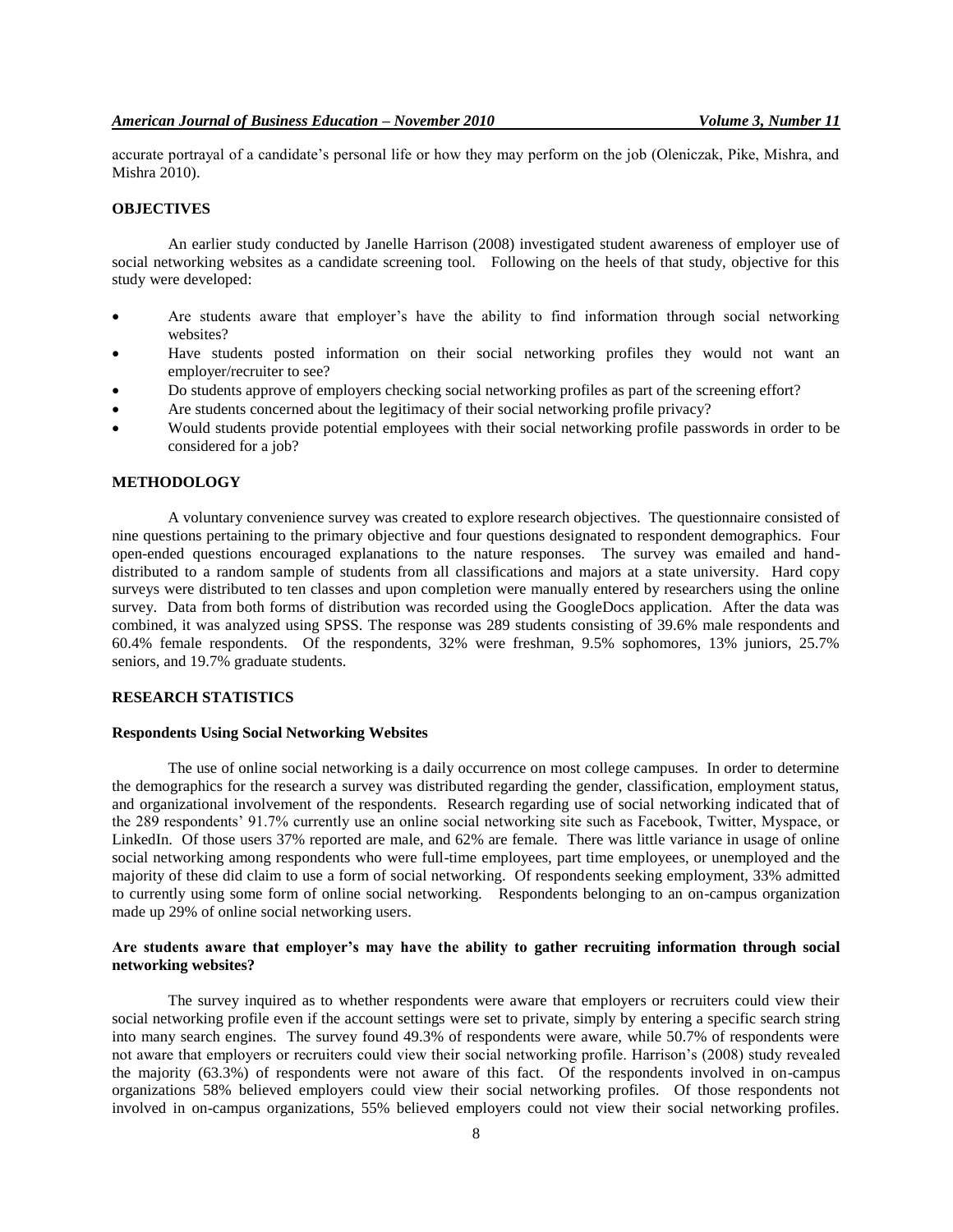accurate portrayal of a candidate's personal life or how they may perform on the job (Oleniczak, Pike, Mishra, and Mishra 2010).

## OBJECTIVES

An earlier study conducted by Janelle Harrison (2008) investigated student awareness of employer use of social networking websites as a candidate screening tool. Following on the heels of that study, objective for this study were developed:

- Are students aware that employer's have the ability to find information through social networking websites?
- Have students posted information on their social networking profiles they would not want an employer/recruiter to see?
- Do students approve of employers checking social networking profiles as part of the screening effort?
- Are students concerned about the legitimacy of their social networking profile privacy?
- Would students provide potential employees with their social networking profile passwords in order to be considered for a job?

## METHODOLOGY

A voluntary convenience survey was created to explore research objectives. The questionnaire consisted of nine questions pertaining to the primary objective and four questions designated to respondent demographics. Four open-ended questions encouraged explanations to the nature responses. The survey was emailed and hand-distributed to a random sample of students from all classifications and majors at a state university. Hard copy surveys were distributed to ten classes and upon completion were manually entered by researchers using the online survey. Data from both forms of distribution was recorded using the GoogleDocs application. After the data was combined, it was analyzed using SPSS. The response was 289 students consisting of 39.6% male respondents and 60.4% female respondents. Of the respondents, 32% were freshman, 9.5% sophomores, 13% juniors, 25.7% seniors, and 19.7% graduate students.

## RESEARCH STATISTICS

### Respondents Using Social Networking Websites

The use of online social networking is a daily occurrence on most college campuses. In order to determine the demographics for the research a survey was distributed regarding the gender, classification, employment status, and organizational involvement of the respondents. Research regarding use of social networking indicated that of the 289 respondents' 91.7% currently use an online social networking site such as Facebook, Twitter, Myspace, or LinkedIn. Of those users 37% reported are male, and 62% are female. There was little variance in usage of online social networking among respondents who were full-time employees, part time employees, or unemployed and the majority of these did claim to use a form of social networking. Of respondents seeking employment, 33% admitted to currently using some form of online social networking. Respondents belonging to an on-campus organization made up 29% of online social networking users.

### Are students aware that employer's may have the ability to gather recruiting information through social networking websites?

The survey inquired as to whether respondents were aware that employers or recruiters could view their social networking profile even if the account settings were set to private, simply by entering a specific search string into many search engines. The survey found 49.3% of respondents were aware, while 50.7% of respondents were not aware that employers or recruiters could view their social networking profile. Harrison's (2008) study revealed the majority (63.3%) of respondents were not aware of this fact. Of the respondents involved in on-campus organizations 58% believed employers could view their social networking profiles. Of those respondents not involved in on-campus organizations, 55% believed employers could not view their social networking profiles.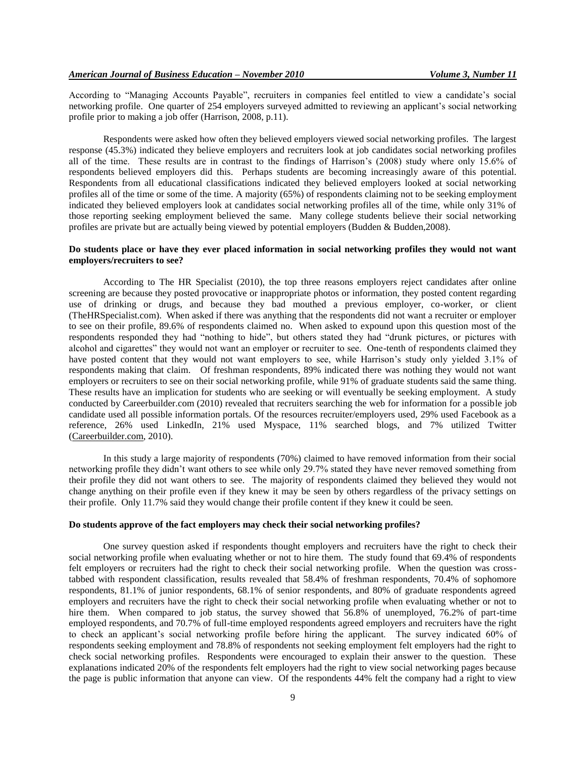According to "Managing Accounts Payable", recruiters in companies feel entitled to view a candidate's social networking profile. One quarter of 254 employers surveyed admitted to reviewing an applicant's social networking profile prior to making a job offer (Harrison, 2008, p.11).

Respondents were asked how often they believed employers viewed social networking profiles. The largest response (45.3%) indicated they believe employers and recruiters look at job candidates social networking profiles all of the time. These results are in contrast to the findings of Harrison's (2008) study where only 15.6% of respondents believed employers did this. Perhaps students are becoming increasingly aware of this potential. Respondents from all educational classifications indicated they believed employers looked at social networking profiles all of the time or some of the time. A majority (65%) of respondents claiming not to be seeking employment indicated they believed employers look at candidates social networking profiles all of the time, while only 31% of those reporting seeking employment believed the same. Many college students believe their social networking profiles are private but are actually being viewed by potential employers (Budden & Budden,2008).

### Do students place or have they ever placed information in social networking profiles they would not want employers/recruiters to see?

According to The HR Specialist (2010), the top three reasons employers reject candidates after online screening are because they posted provocative or inappropriate photos or information, they posted content regarding use of drinking or drugs, and because they bad mouthed a previous employer, co-worker, or client (TheHRSpecialist.com). When asked if there was anything that the respondents did not want a recruiter or employer to see on their profile, 89.6% of respondents claimed no. When asked to expound upon this question most of the respondents responded they had "nothing to hide", but others stated they had "drunk pictures, or pictures with alcohol and cigarettes" they would not want an employer or recruiter to see. One-tenth of respondents claimed they have posted content that they would not want employers to see, while Harrison's study only yielded 3.1% of respondents making that claim. Of freshman respondents, 89% indicated there was nothing they would not want employers or recruiters to see on their social networking profile, while 91% of graduate students said the same thing. These results have an implication for students who are seeking or will eventually be seeking employment. A study conducted by Careerbuilder.com (2010) revealed that recruiters searching the web for information for a possible job candidate used all possible information portals. Of the resources recruiter/employers used, 29% used Facebook as a reference, 26% used LinkedIn, 21% used Myspace, 11% searched blogs, and 7% utilized Twitter (Careerbuilder.com, 2010).

In this study a large majority of respondents (70%) claimed to have removed information from their social networking profile they didn't want others to see while only 29.7% stated they have never removed something from their profile they did not want others to see. The majority of respondents claimed they believed they would not change anything on their profile even if they knew it may be seen by others regardless of the privacy settings on their profile. Only 11.7% said they would change their profile content if they knew it could be seen.

### Do students approve of the fact employers may check their social networking profiles?

One survey question asked if respondents thought employers and recruiters have the right to check their social networking profile when evaluating whether or not to hire them. The study found that 69.4% of respondents felt employers or recruiters had the right to check their social networking profile. When the question was cross-tabbed with respondent classification, results revealed that 58.4% of freshman respondents, 70.4% of sophomore respondents, 81.1% of junior respondents, 68.1% of senior respondents, and 80% of graduate respondents agreed employers and recruiters have the right to check their social networking profile when evaluating whether or not to hire them. When compared to job status, the survey showed that 56.8% of unemployed, 76.2% of part-time employed respondents, and 70.7% of full-time employed respondents agreed employers and recruiters have the right to check an applicant's social networking profile before hiring the applicant. The survey indicated 60% of respondents seeking employment and 78.8% of respondents not seeking employment felt employers had the right to check social networking profiles. Respondents were encouraged to explain their answer to the question. These explanations indicated 20% of the respondents felt employers had the right to view social networking pages because the page is public information that anyone can view. Of the respondents 44% felt the company had a right to view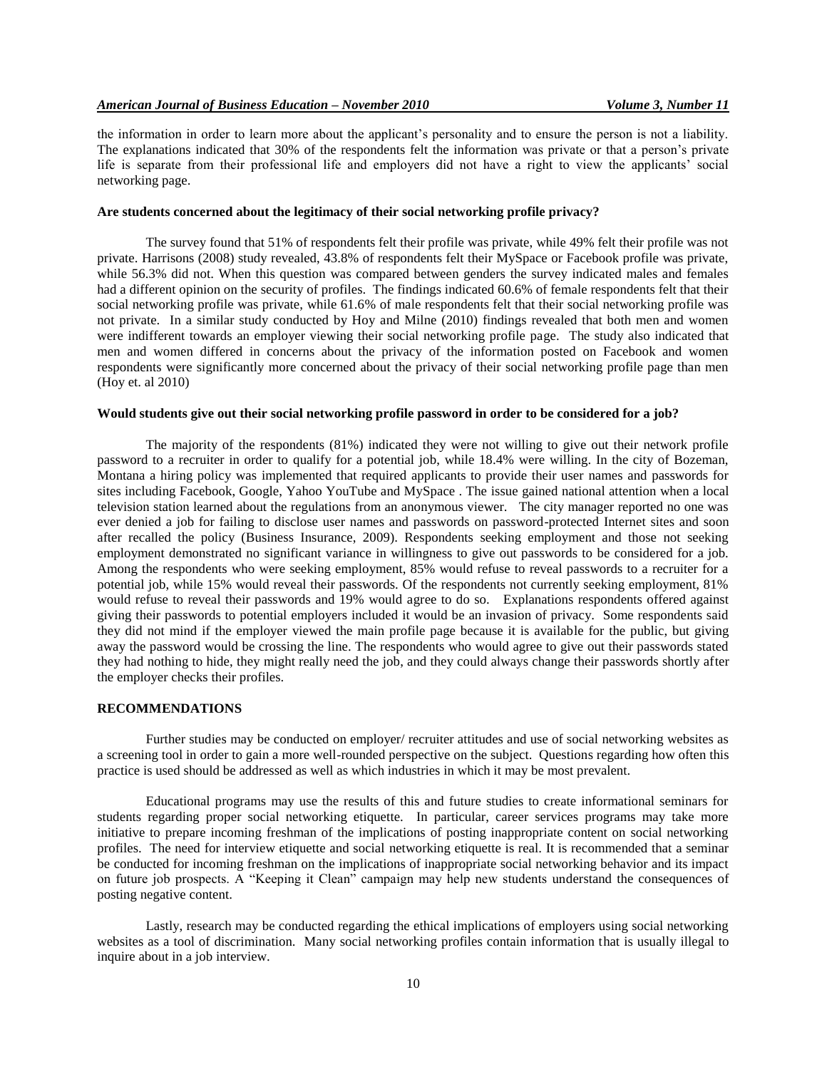the information in order to learn more about the applicant's personality and to ensure the person is not a liability. The explanations indicated that 30% of the respondents felt the information was private or that a person's private life is separate from their professional life and employers did not have a right to view the applicants' social networking page.

### Are students concerned about the legitimacy of their social networking profile privacy?

The survey found that 51% of respondents felt their profile was private, while 49% felt their profile was not private. Harrisons (2008) study revealed, 43.8% of respondents felt their MySpace or Facebook profile was private, while 56.3% did not. When this question was compared between genders the survey indicated males and females had a different opinion on the security of profiles. The findings indicated 60.6% of female respondents felt that their social networking profile was private, while 61.6% of male respondents felt that their social networking profile was not private. In a similar study conducted by Hoy and Milne (2010) findings revealed that both men and women were indifferent towards an employer viewing their social networking profile page. The study also indicated that men and women differed in concerns about the privacy of the information posted on Facebook and women respondents were significantly more concerned about the privacy of their social networking profile page than men (Hoy et. al 2010)

### Would students give out their social networking profile password in order to be considered for a job?

The majority of the respondents (81%) indicated they were not willing to give out their network profile password to a recruiter in order to qualify for a potential job, while 18.4% were willing. In the city of Bozeman, Montana a hiring policy was implemented that required applicants to provide their user names and passwords for sites including Facebook, Google, Yahoo YouTube and MySpace . The issue gained national attention when a local television station learned about the regulations from an anonymous viewer. The city manager reported no one was ever denied a job for failing to disclose user names and passwords on password-protected Internet sites and soon after recalled the policy (Business Insurance, 2009). Respondents seeking employment and those not seeking employment demonstrated no significant variance in willingness to give out passwords to be considered for a job. Among the respondents who were seeking employment, 85% would refuse to reveal passwords to a recruiter for a potential job, while 15% would reveal their passwords. Of the respondents not currently seeking employment, 81% would refuse to reveal their passwords and 19% would agree to do so. Explanations respondents offered against giving their passwords to potential employers included it would be an invasion of privacy. Some respondents said they did not mind if the employer viewed the main profile page because it is available for the public, but giving away the password would be crossing the line. The respondents who would agree to give out their passwords stated they had nothing to hide, they might really need the job, and they could always change their passwords shortly after the employer checks their profiles.

## RECOMMENDATIONS

Further studies may be conducted on employer/ recruiter attitudes and use of social networking websites as a screening tool in order to gain a more well-rounded perspective on the subject. Questions regarding how often this practice is used should be addressed as well as which industries in which it may be most prevalent.

Educational programs may use the results of this and future studies to create informational seminars for students regarding proper social networking etiquette. In particular, career services programs may take more initiative to prepare incoming freshman of the implications of posting inappropriate content on social networking profiles. The need for interview etiquette and social networking etiquette is real. It is recommended that a seminar be conducted for incoming freshman on the implications of inappropriate social networking behavior and its impact on future job prospects. A "Keeping it Clean" campaign may help new students understand the consequences of posting negative content.

Lastly, research may be conducted regarding the ethical implications of employers using social networking websites as a tool of discrimination. Many social networking profiles contain information that is usually illegal to inquire about in a job interview.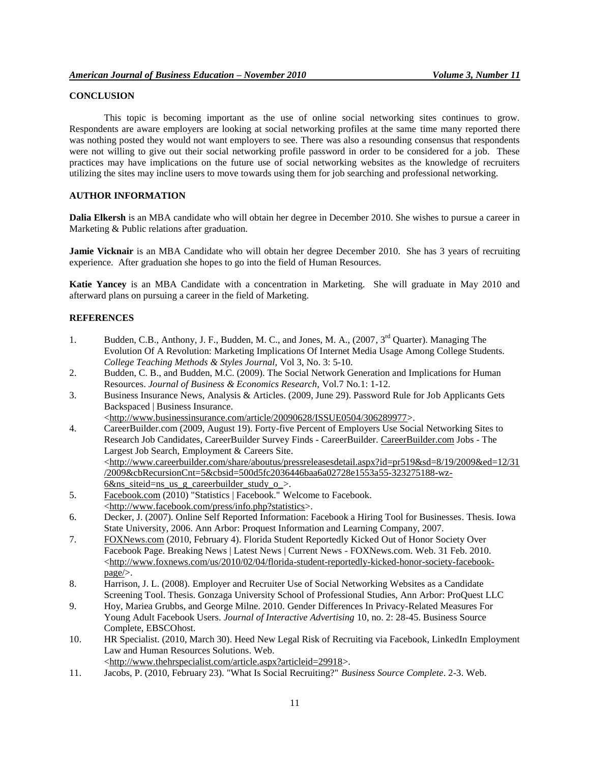## CONCLUSION

This topic is becoming important as the use of online social networking sites continues to grow. Respondents are aware employers are looking at social networking profiles at the same time many reported there was nothing posted they would not want employers to see. There was also a resounding consensus that respondents were not willing to give out their social networking profile password in order to be considered for a job. These practices may have implications on the future use of social networking websites as the knowledge of recruiters utilizing the sites may incline users to move towards using them for job searching and professional networking.

## AUTHOR INFORMATION

**Dalia Elkersh** is an MBA candidate who will obtain her degree in December 2010. She wishes to pursue a career in Marketing & Public relations after graduation.

**Jamie Vicknair** is an MBA Candidate who will obtain her degree December 2010. She has 3 years of recruiting experience. After graduation she hopes to go into the field of Human Resources.

**Katie Yancey** is an MBA Candidate with a concentration in Marketing. She will graduate in May 2010 and afterward plans on pursuing a career in the field of Marketing.

## REFERENCES

1. Budden, C.B., Anthony, J. F., Budden, M. C., and Jones, M. A., (2007, 3rd Quarter). Managing The Evolution Of A Revolution: Marketing Implications Of Internet Media Usage Among College Students. *College Teaching Methods & Styles Journal,* Vol 3, No. 3: 5-10.
2. Budden, C. B., and Budden, M.C. (2009). The Social Network Generation and Implications for Human Resources. *Journal of Business & Economics Research,* Vol.7 No.1: 1-12.
3. Business Insurance News, Analysis & Articles. (2009, June 29). Password Rule for Job Applicants Gets Backspaced | Business Insurance. <http://www.businessinsurance.com/article/20090628/ISSUE0504/306289977>.
4. CareerBuilder.com (2009, August 19). Forty-five Percent of Employers Use Social Networking Sites to Research Job Candidates, CareerBuilder Survey Finds - CareerBuilder. CareerBuilder.com Jobs - The Largest Job Search, Employment & Careers Site. <http://www.careerbuilder.com/share/aboutus/pressreleasesdetail.aspx?id=pr519&sd=8/19/2009&ed=12/31/2009&cbRecursionCnt=5&cbsid=500d5fc2036446baa6a02728e1553a55-323275188-wz-6&ns_siteid=ns_us_g_careerbuilder_study_o_>.
5. Facebook.com (2010) "Statistics | Facebook." Welcome to Facebook. <http://www.facebook.com/press/info.php?statistics>.
6. Decker, J. (2007). Online Self Reported Information: Facebook a Hiring Tool for Businesses. Thesis. Iowa State University, 2006. Ann Arbor: Proquest Information and Learning Company, 2007.
7. FOXNews.com (2010, February 4). Florida Student Reportedly Kicked Out of Honor Society Over Facebook Page. Breaking News | Latest News | Current News - FOXNews.com. Web. 31 Feb. 2010. <http://www.foxnews.com/us/2010/02/04/florida-student-reportedly-kicked-honor-society-facebook-page/>.
8. Harrison, J. L. (2008). Employer and Recruiter Use of Social Networking Websites as a Candidate Screening Tool. Thesis. Gonzaga University School of Professional Studies, Ann Arbor: ProQuest LLC
9. Hoy, Mariea Grubbs, and George Milne. 2010. Gender Differences In Privacy-Related Measures For Young Adult Facebook Users. *Journal of Interactive Advertising* 10, no. 2: 28-45. Business Source Complete, EBSCOhost.
10. HR Specialist. (2010, March 30). Heed New Legal Risk of Recruiting via Facebook, LinkedIn Employment Law and Human Resources Solutions. Web. <http://www.thehrspecialist.com/article.aspx?articleid=29918>.
11. Jacobs, P. (2010, February 23). "What Is Social Recruiting?" *Business Source Complete*. 2-3. Web.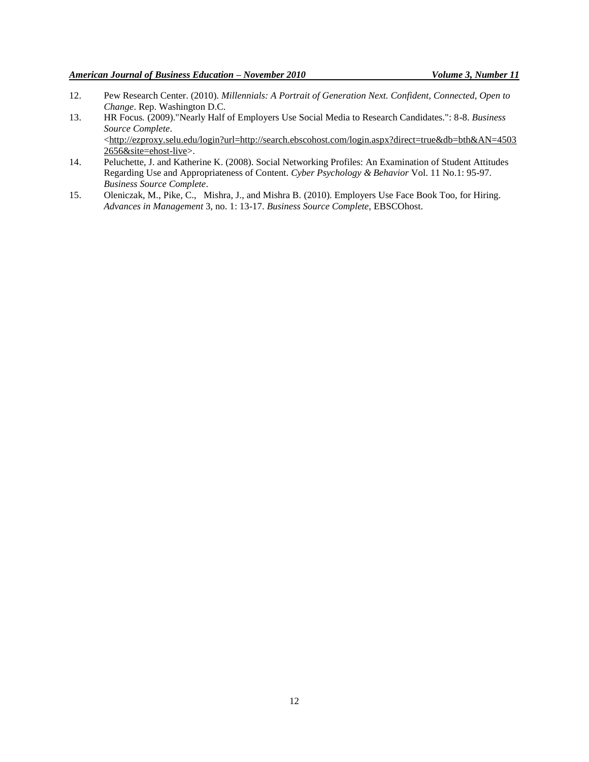12. Pew Research Center. (2010). *Millennials: A Portrait of Generation Next. Confident, Connected, Open to Change*. Rep. Washington D.C.
13. HR Focus. (2009)."Nearly Half of Employers Use Social Media to Research Candidates.": 8-8. *Business Source Complete*. <http://ezproxy.selu.edu/login?url=http://search.ebscohost.com/login.aspx?direct=true&db=bth&AN=45032656&site=ehost-live>.
14. Peluchette, J. and Katherine K. (2008). Social Networking Profiles: An Examination of Student Attitudes Regarding Use and Appropriateness of Content. *Cyber Psychology & Behavior* Vol. 11 No.1: 95-97. *Business Source Complete*.
15. Oleniczak, M., Pike, C., Mishra, J., and Mishra B. (2010). Employers Use Face Book Too, for Hiring. *Advances in Management* 3, no. 1: 13-17. *Business Source Complete*, EBSCOhost.